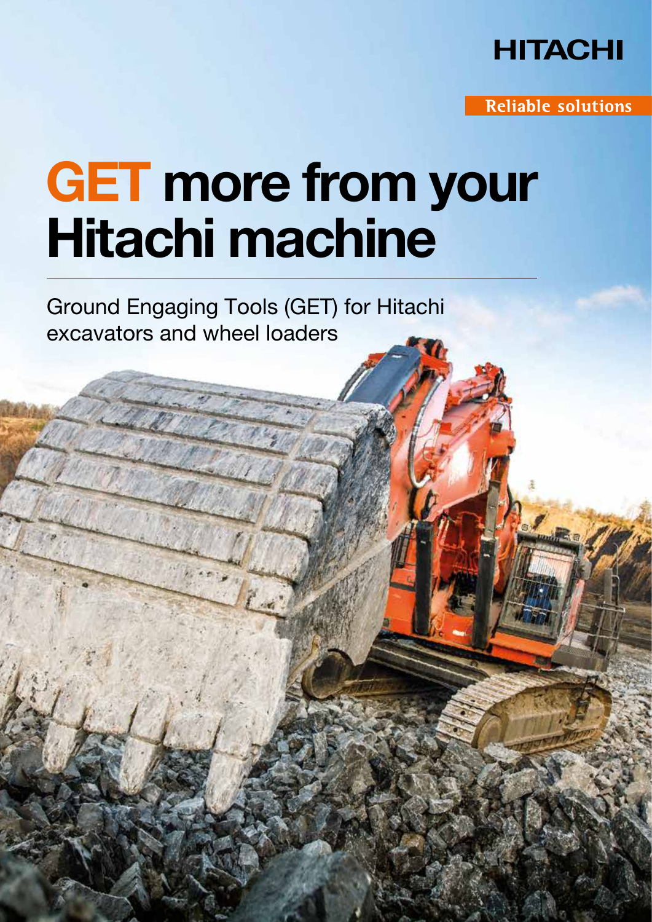HITACHI

Reliable solutions

# GET more from your Hitachi machine

Ground Engaging Tools (GET) for Hitachi excavators and wheel loaders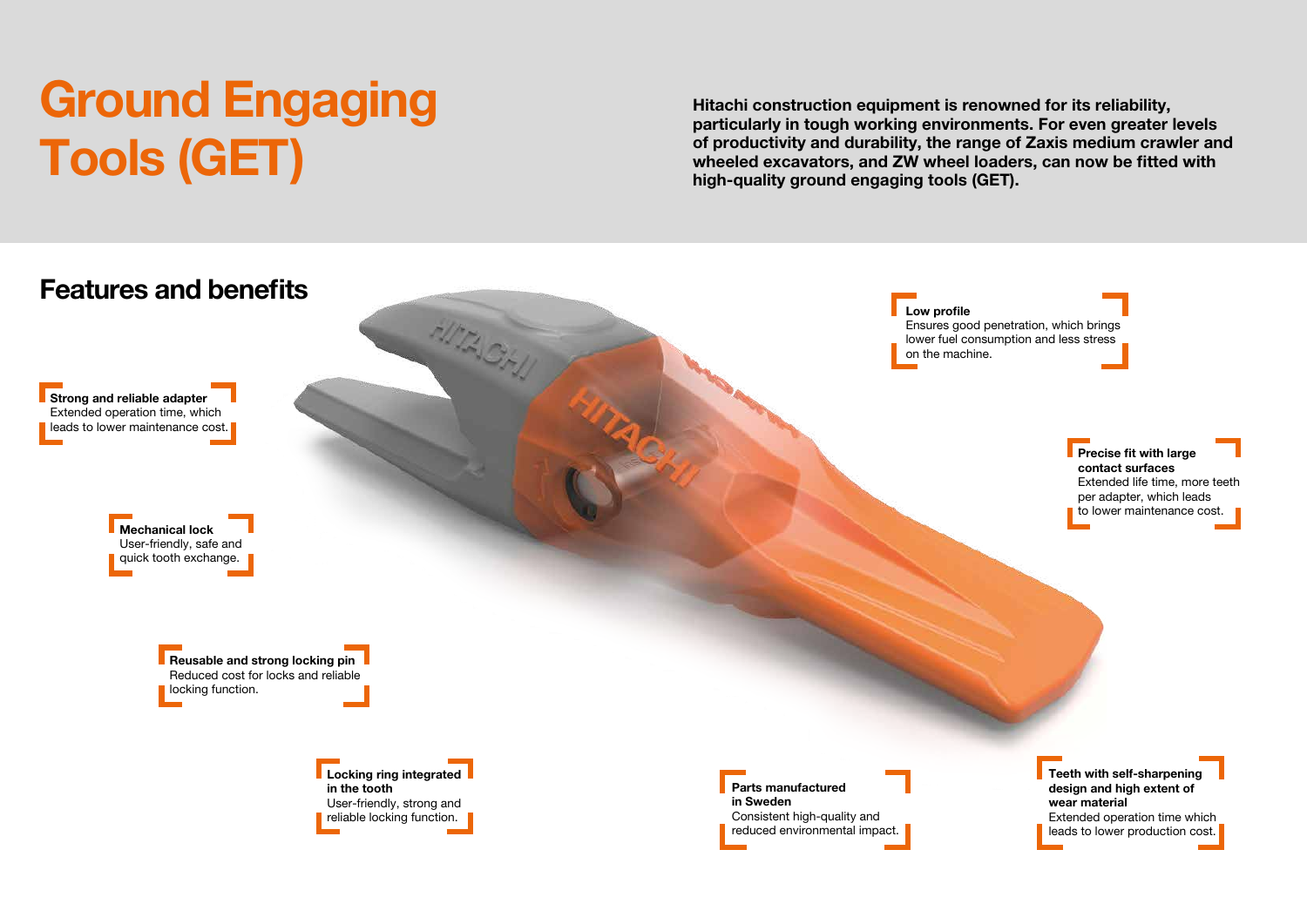# Ground Engaging Tools (GET)

**Hitachi construction equipment is renowned for its reliability, particularly in tough working environments. For even greater levels of productivity and durability, the range of Zaxis medium crawler and wheeled excavators, and ZW wheel loaders, can now be fitted with high-quality ground engaging tools (GET).**

## Features and benefits

**Strong and reliable adapter**
Extended operation time, which leads to lower maintenance cost.

**Mechanical lock**
User-friendly, safe and quick tooth exchange.

**Reusable and strong locking pin**
Reduced cost for locks and reliable locking function.

**Locking ring integrated in the tooth**
User-friendly, strong and reliable locking function.

**Low profile**
Ensures good penetration, which brings lower fuel consumption and less stress on the machine.

**Precise fit with large contact surfaces**
Extended life time, more teeth per adapter, which leads to lower maintenance cost.

**Parts manufactured in Sweden**
Consistent high-quality and reduced environmental impact.

**Teeth with self-sharpening design and high extent of wear material**
Extended operation time which leads to lower production cost.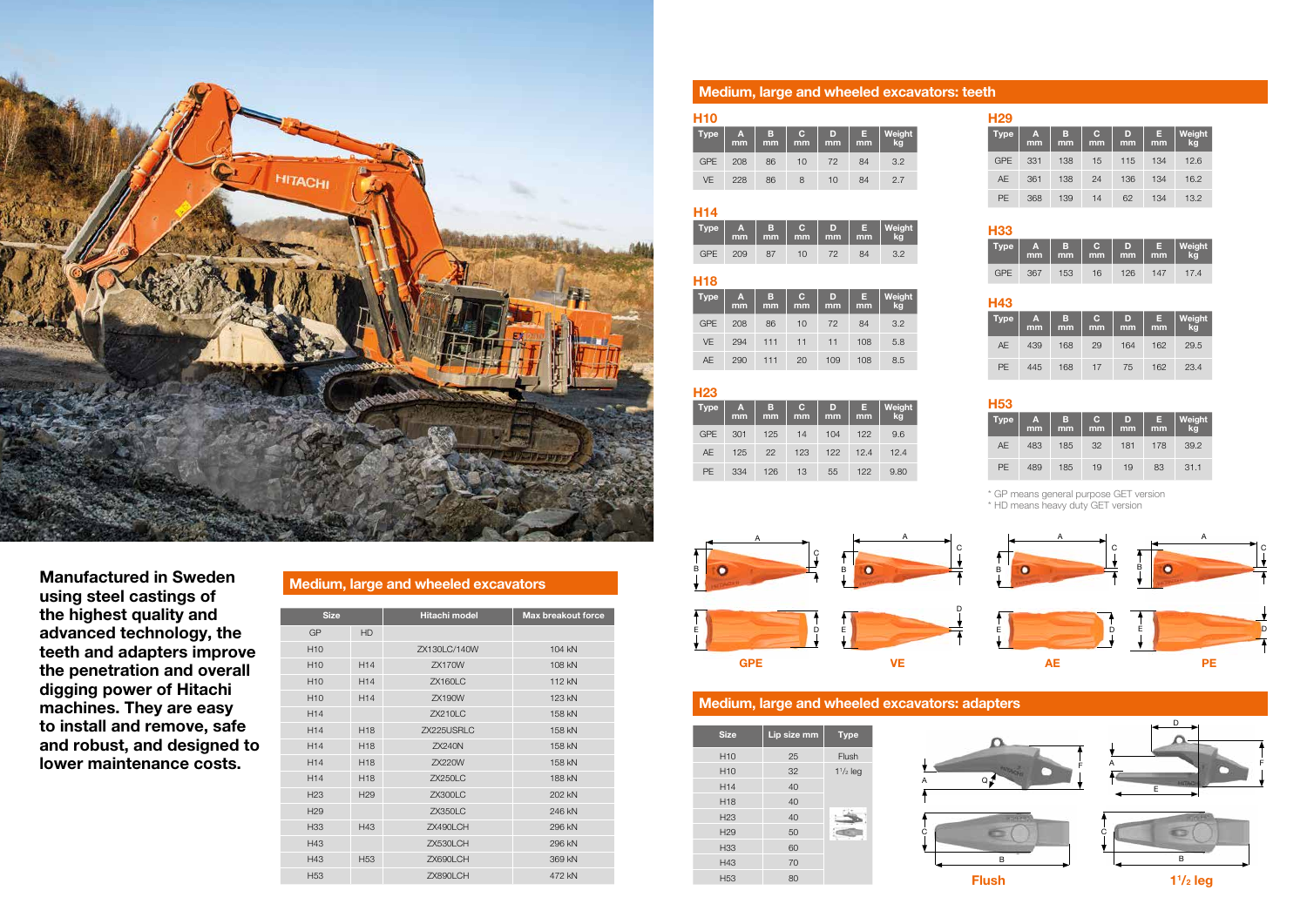Manufactured in Sweden using steel castings of the highest quality and advanced technology, the teeth and adapters improve the penetration and overall digging power of Hitachi machines. They are easy to install and remove, safe and robust, and designed to lower maintenance costs.

## Medium, large and wheeled excavators

| Size | | Hitachi model | Max breakout force |
|---|---|---|---|
| GP | HD | | |
| H10 | | ZX130LC/140W | 104 kN |
| H10 | H14 | ZX170W | 108 kN |
| H10 | H14 | ZX160LC | 112 kN |
| H10 | H14 | ZX190W | 123 kN |
| H14 | | ZX210LC | 158 kN |
| H14 | H18 | ZX225USRLC | 158 kN |
| H14 | H18 | ZX240N | 158 kN |
| H14 | H18 | ZX220W | 158 kN |
| H14 | H18 | ZX250LC | 188 kN |
| H23 | H29 | ZX300LC | 202 kN |
| H29 | | ZX350LC | 246 kN |
| H33 | H43 | ZX490LCH | 296 kN |
| H43 | | ZX530LCH | 296 kN |
| H43 | H53 | ZX690LCH | 369 kN |
| H53 | | ZX890LCH | 472 kN |

## Medium, large and wheeled excavators: teeth

### H10

| Type | A mm | B mm | C mm | D mm | E mm | Weight kg |
|---|---|---|---|---|---|---|
| GPE | 208 | 86 | 10 | 72 | 84 | 3.2 |
| VE | 228 | 86 | 8 | 10 | 84 | 2.7 |

### H14

| Type | A mm | B mm | C mm | D mm | E mm | Weight kg |
|---|---|---|---|---|---|---|
| GPE | 209 | 87 | 10 | 72 | 84 | 3.2 |

### H18

| Type | A mm | B mm | C mm | D mm | E mm | Weight kg |
|---|---|---|---|---|---|---|
| GPE | 208 | 86 | 10 | 72 | 84 | 3.2 |
| VE | 294 | 111 | 11 | 11 | 108 | 5.8 |
| AE | 290 | 111 | 20 | 109 | 108 | 8.5 |

### H23

| Type | A mm | B mm | C mm | D mm | E mm | Weight kg |
|---|---|---|---|---|---|---|
| GPE | 301 | 125 | 14 | 104 | 122 | 9.6 |
| AE | 125 | 22 | 123 | 122 | 12.4 | 12.4 |
| PE | 334 | 126 | 13 | 55 | 122 | 9.80 |

### H29

| Type | A mm | B mm | C mm | D mm | E mm | Weight kg |
|---|---|---|---|---|---|---|
| GPE | 331 | 138 | 15 | 115 | 134 | 12.6 |
| AE | 361 | 138 | 24 | 136 | 134 | 16.2 |
| PE | 368 | 139 | 14 | 62 | 134 | 13.2 |

### H33

| Type | A mm | B mm | C mm | D mm | E mm | Weight kg |
|---|---|---|---|---|---|---|
| GPE | 367 | 153 | 16 | 126 | 147 | 17.4 |

### H43

| Type | A mm | B mm | C mm | D mm | E mm | Weight kg |
|---|---|---|---|---|---|---|
| AE | 439 | 168 | 29 | 164 | 162 | 29.5 |
| PE | 445 | 168 | 17 | 75 | 162 | 23.4 |

### H53

| Type | A mm | B mm | C mm | D mm | E mm | Weight kg |
|---|---|---|---|---|---|---|
| AE | 483 | 185 | 32 | 181 | 178 | 39.2 |
| PE | 489 | 185 | 19 | 19 | 83 | 31.1 |

* GP means general purpose GET version
* HD means heavy duty GET version

GPE VE AE PE

## Medium, large and wheeled excavators: adapters

| Size | Lip size mm | Type |
|---|---|---|
| H10 | 25 | Flush |
| H10 | 32 | 1½ leg |
| H14 | 40 | |
| H18 | 40 | |
| H23 | 40 | |
| H29 | 50 | |
| H33 | 60 | |
| H43 | 70 | |
| H53 | 80 | |

Flush 1½ leg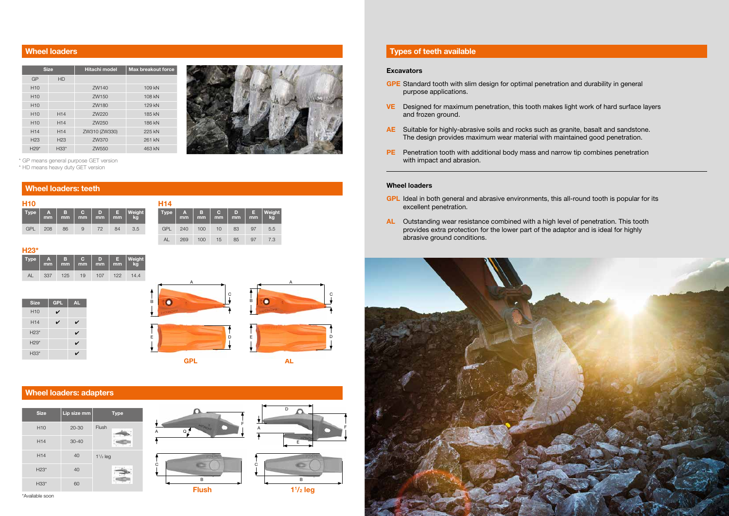## Wheel loaders

| Size | | Hitachi model | Max breakout force |
|---|---|---|---|
| GP | HD | | |
| H10 | | ZW140 | 109 kN |
| H10 | | ZW150 | 108 kN |
| H10 | | ZW180 | 129 kN |
| H10 | H14 | ZW220 | 185 kN |
| H10 | H14 | ZW250 | 186 kN |
| H14 | H14 | ZW310 (ZW330) | 225 kN |
| H23 | H23 | ZW370 | 261 kN |
| H29* | H33* | ZW550 | 463 kN |

* GP means general purpose GET version
* HD means heavy duty GET version

## Wheel loaders: teeth

### H10

| Type | A mm | B mm | C mm | D mm | E mm | Weight kg |
|---|---|---|---|---|---|---|
| GPL | 208 | 86 | 9 | 72 | 84 | 3.5 |

### H14

| Type | A mm | B mm | C mm | D mm | E mm | Weight kg |
|---|---|---|---|---|---|---|
| GPL | 240 | 100 | 10 | 83 | 97 | 5.5 |
| AL | 269 | 100 | 15 | 85 | 97 | 7.3 |

### H23*

| Type | A mm | B mm | C mm | D mm | E mm | Weight kg |
|---|---|---|---|---|---|---|
| AL | 337 | 125 | 19 | 107 | 122 | 14.4 |

| Size | GPL | AL |
|---|---|---|
| H10 | ✔ | |
| H14 | ✔ | ✔ |
| H23* | | ✔ |
| H29* | | ✔ |
| H33* | | ✔ |

GPL

AL

## Wheel loaders: adapters

| Size | Lip size mm | Type |
|---|---|---|
| H10 | 20-30 | Flush |
| H14 | 30-40 | |
| H14 | 40 | 1½ leg |
| H23* | 40 | |
| H33* | 60 | |

*Available soon

Flush

1½ leg

## Types of teeth available

### Excavators

**GPE** Standard tooth with slim design for optimal penetration and durability in general purpose applications.

**VE** Designed for maximum penetration, this tooth makes light work of hard surface layers and frozen ground.

**AE** Suitable for highly-abrasive soils and rocks such as granite, basalt and sandstone. The design provides maximum wear material with maintained good penetration.

**PE** Penetration tooth with additional body mass and narrow tip combines penetration with impact and abrasion.

### Wheel loaders

**GPL** Ideal in both general and abrasive environments, this all-round tooth is popular for its excellent penetration.

**AL** Outstanding wear resistance combined with a high level of penetration. This tooth provides extra protection for the lower part of the adaptor and is ideal for highly abrasive ground conditions.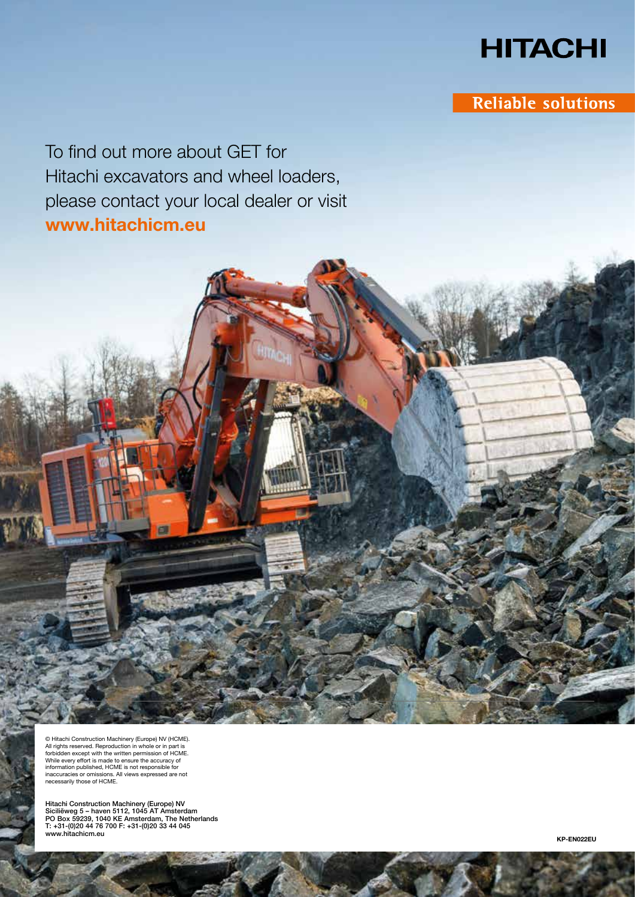HITACHI

Reliable solutions

To find out more about GET for Hitachi excavators and wheel loaders, please contact your local dealer or visit **www.hitachicm.eu**

© Hitachi Construction Machinery (Europe) NV (HCME). All rights reserved. Reproduction in whole or in part is forbidden except with the written permission of HCME. While every effort is made to ensure the accuracy of information published, HCME is not responsible for inaccuracies or omissions. All views expressed are not necessarily those of HCME.

**Hitachi Construction Machinery (Europe) NV**
**Siciliëweg 5 – haven 5112, 1045 AT Amsterdam**
**PO Box 59239, 1040 KE Amsterdam, The Netherlands**
**T: +31-(0)20 44 76 700 F: +31-(0)20 33 44 045**
**www.hitachicm.eu**

**KP-EN022EU**